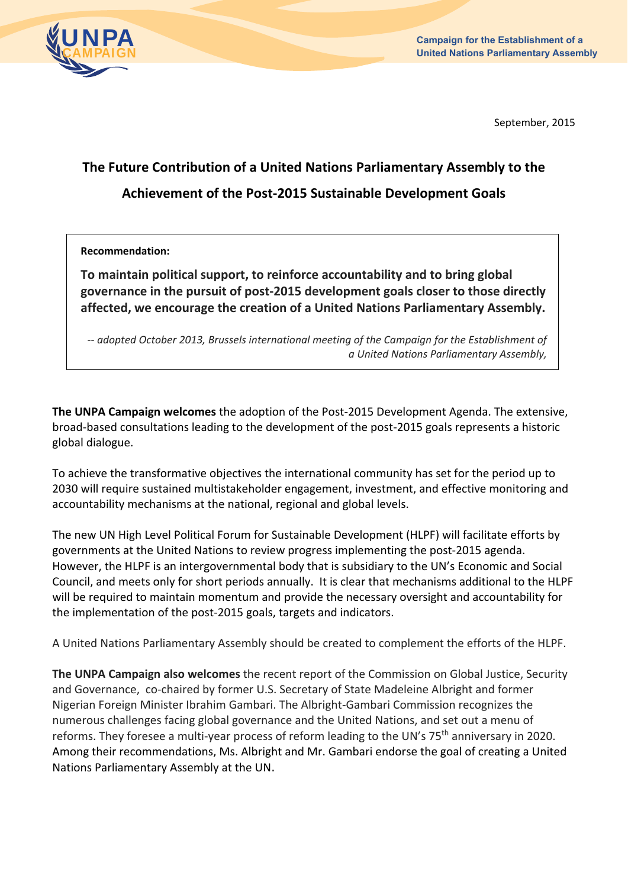**Campaign for the Establishment of a United Nations Parliamentary Assembly**

September, 2015

# The Future Contribution of a United Nations Parliamentary Assembly to the Achievement of the Post-2015 Sustainable Development Goals

> **Recommendation:**
>
> **To maintain political support, to reinforce accountability and to bring global governance in the pursuit of post-2015 development goals closer to those directly affected, we encourage the creation of a United Nations Parliamentary Assembly.**
>
> *-- adopted October 2013, Brussels international meeting of the Campaign for the Establishment of a United Nations Parliamentary Assembly,*

**The UNPA Campaign welcomes** the adoption of the Post-2015 Development Agenda. The extensive, broad-based consultations leading to the development of the post-2015 goals represents a historic global dialogue.

To achieve the transformative objectives the international community has set for the period up to 2030 will require sustained multistakeholder engagement, investment, and effective monitoring and accountability mechanisms at the national, regional and global levels.

The new UN High Level Political Forum for Sustainable Development (HLPF) will facilitate efforts by governments at the United Nations to review progress implementing the post-2015 agenda. However, the HLPF is an intergovernmental body that is subsidiary to the UN's Economic and Social Council, and meets only for short periods annually. It is clear that mechanisms additional to the HLPF will be required to maintain momentum and provide the necessary oversight and accountability for the implementation of the post-2015 goals, targets and indicators.

A United Nations Parliamentary Assembly should be created to complement the efforts of the HLPF.

**The UNPA Campaign also welcomes** the recent report of the Commission on Global Justice, Security and Governance, co-chaired by former U.S. Secretary of State Madeleine Albright and former Nigerian Foreign Minister Ibrahim Gambari. The Albright-Gambari Commission recognizes the numerous challenges facing global governance and the United Nations, and set out a menu of reforms. They foresee a multi-year process of reform leading to the UN's 75th anniversary in 2020. Among their recommendations, Ms. Albright and Mr. Gambari endorse the goal of creating a United Nations Parliamentary Assembly at the UN.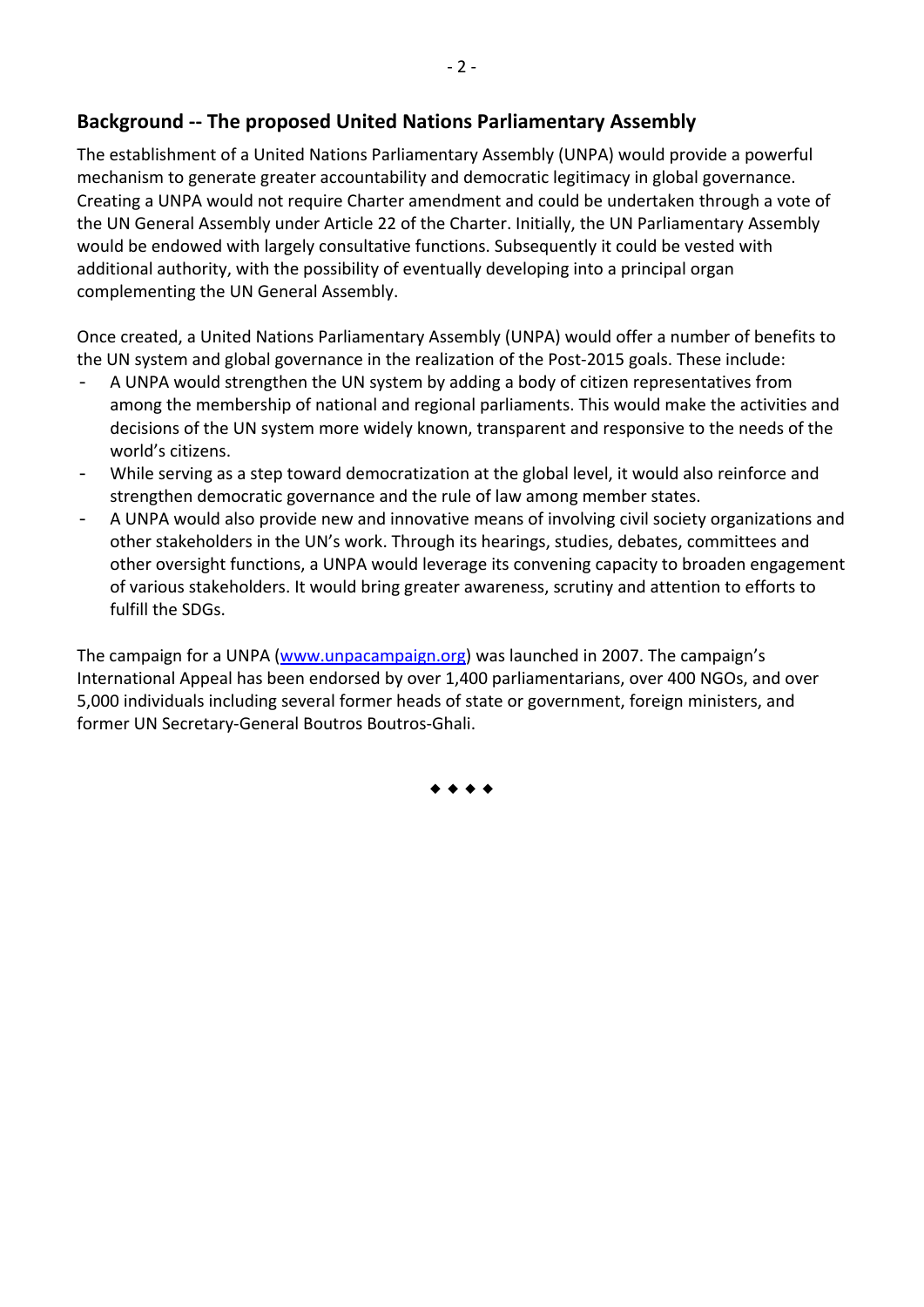## Background -- The proposed United Nations Parliamentary Assembly

The establishment of a United Nations Parliamentary Assembly (UNPA) would provide a powerful mechanism to generate greater accountability and democratic legitimacy in global governance. Creating a UNPA would not require Charter amendment and could be undertaken through a vote of the UN General Assembly under Article 22 of the Charter. Initially, the UN Parliamentary Assembly would be endowed with largely consultative functions. Subsequently it could be vested with additional authority, with the possibility of eventually developing into a principal organ complementing the UN General Assembly.

Once created, a United Nations Parliamentary Assembly (UNPA) would offer a number of benefits to the UN system and global governance in the realization of the Post-2015 goals. These include:

- A UNPA would strengthen the UN system by adding a body of citizen representatives from among the membership of national and regional parliaments. This would make the activities and decisions of the UN system more widely known, transparent and responsive to the needs of the world's citizens.
- While serving as a step toward democratization at the global level, it would also reinforce and strengthen democratic governance and the rule of law among member states.
- A UNPA would also provide new and innovative means of involving civil society organizations and other stakeholders in the UN's work. Through its hearings, studies, debates, committees and other oversight functions, a UNPA would leverage its convening capacity to broaden engagement of various stakeholders. It would bring greater awareness, scrutiny and attention to efforts to fulfill the SDGs.

The campaign for a UNPA ([www.unpacampaign.org](http://www.unpacampaign.org)) was launched in 2007. The campaign's International Appeal has been endorsed by over 1,400 parliamentarians, over 400 NGOs, and over 5,000 individuals including several former heads of state or government, foreign ministers, and former UN Secretary-General Boutros Boutros-Ghali.

◆ ◆ ◆ ◆